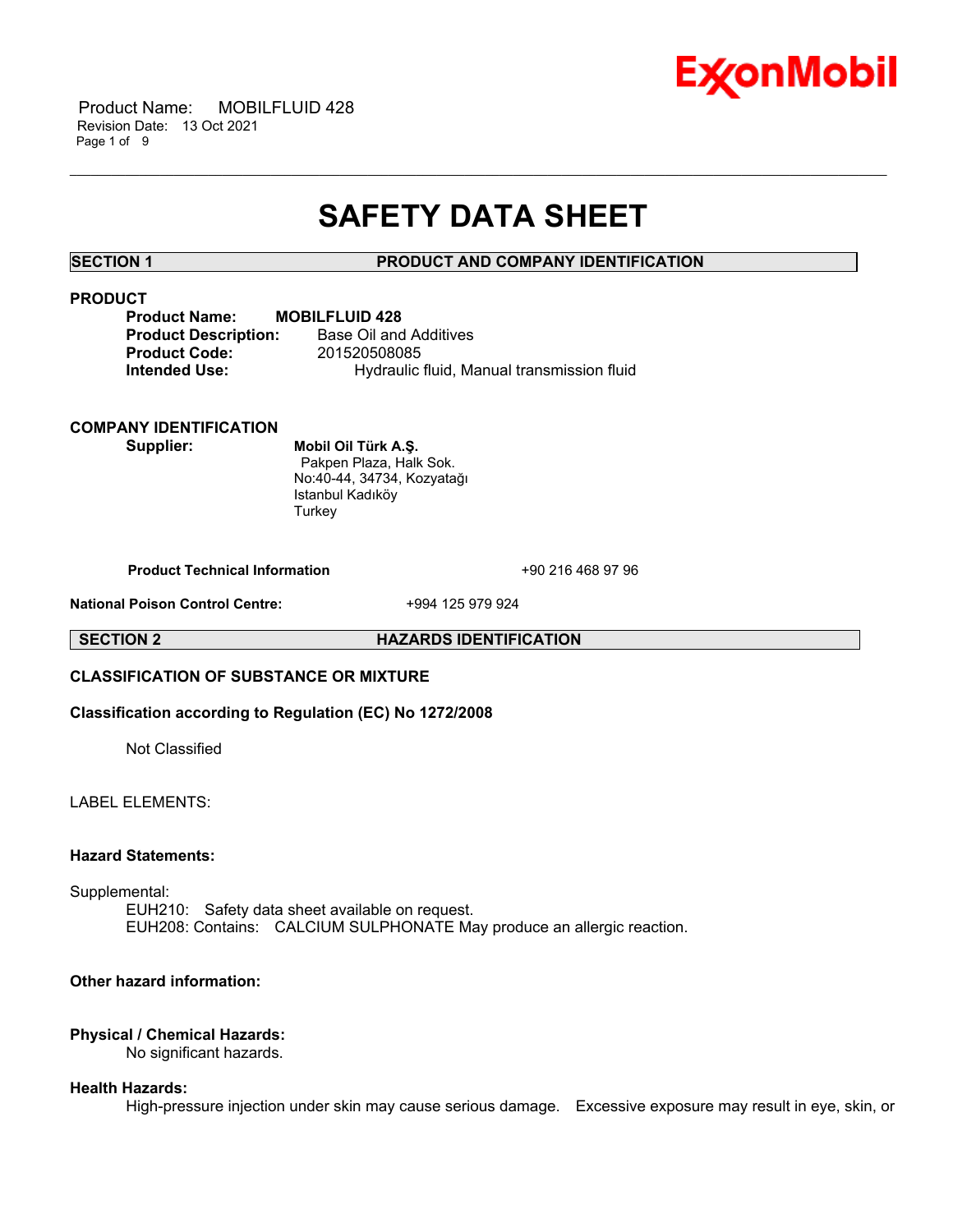# SAFETY DATA SHEET

## SECTION 1 PRODUCT AND COMPANY IDENTIFICATION

### PRODUCT

**Product Name:** **MOBILFLUID 428**
**Product Description:** Base Oil and Additives
**Product Code:** 201520508085
**Intended Use:** Hydraulic fluid, Manual transmission fluid

### COMPANY IDENTIFICATION

**Supplier:** **Mobil Oil Türk A.Ş.**
Pakpen Plaza, Halk Sok.
No:40-44, 34734, Kozyatağı
Istanbul Kadıköy
Turkey

**Product Technical Information** +90 216 468 97 96

**National Poison Control Centre:** +994 125 979 924

## SECTION 2 HAZARDS IDENTIFICATION

### CLASSIFICATION OF SUBSTANCE OR MIXTURE

**Classification according to Regulation (EC) No 1272/2008**

Not Classified

LABEL ELEMENTS:

**Hazard Statements:**

Supplemental:
EUH210: Safety data sheet available on request.
EUH208: Contains: CALCIUM SULPHONATE May produce an allergic reaction.

**Other hazard information:**

**Physical / Chemical Hazards:**
No significant hazards.

**Health Hazards:**
High-pressure injection under skin may cause serious damage. Excessive exposure may result in eye, skin, or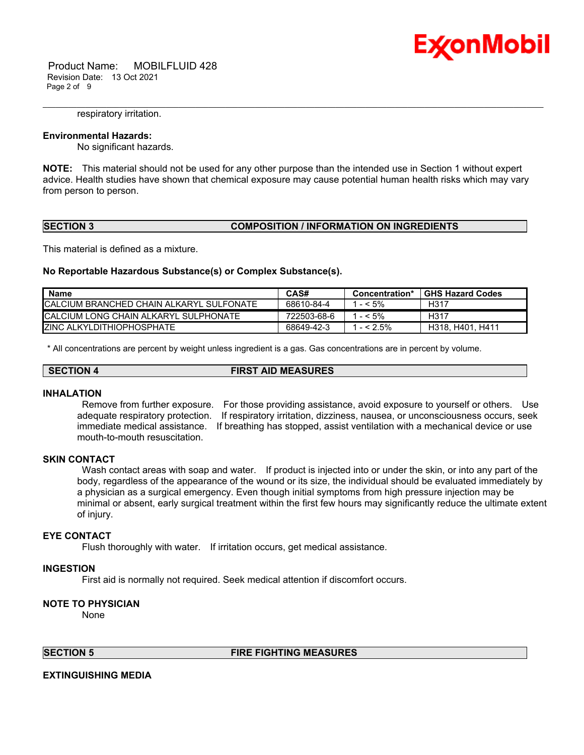respiratory irritation.

**Environmental Hazards:**

No significant hazards.

**NOTE:** This material should not be used for any other purpose than the intended use in Section 1 without expert advice. Health studies have shown that chemical exposure may cause potential human health risks which may vary from person to person.

## SECTION 3 COMPOSITION / INFORMATION ON INGREDIENTS

This material is defined as a mixture.

**No Reportable Hazardous Substance(s) or Complex Substance(s).**

| Name | CAS# | Concentration* | GHS Hazard Codes |
|---|---|---|---|
| CALCIUM BRANCHED CHAIN ALKARYL SULFONATE | 68610-84-4 | 1 - < 5% | H317 |
| CALCIUM LONG CHAIN ALKARYL SULPHONATE | 722503-68-6 | 1 - < 5% | H317 |
| ZINC ALKYLDITHIOPHOSPHATE | 68649-42-3 | 1 - < 2.5% | H318, H401, H411 |

* All concentrations are percent by weight unless ingredient is a gas. Gas concentrations are in percent by volume.

## SECTION 4 FIRST AID MEASURES

### INHALATION

Remove from further exposure. For those providing assistance, avoid exposure to yourself or others. Use adequate respiratory protection. If respiratory irritation, dizziness, nausea, or unconsciousness occurs, seek immediate medical assistance. If breathing has stopped, assist ventilation with a mechanical device or use mouth-to-mouth resuscitation.

### SKIN CONTACT

Wash contact areas with soap and water. If product is injected into or under the skin, or into any part of the body, regardless of the appearance of the wound or its size, the individual should be evaluated immediately by a physician as a surgical emergency. Even though initial symptoms from high pressure injection may be minimal or absent, early surgical treatment within the first few hours may significantly reduce the ultimate extent of injury.

### EYE CONTACT

Flush thoroughly with water. If irritation occurs, get medical assistance.

### INGESTION

First aid is normally not required. Seek medical attention if discomfort occurs.

### NOTE TO PHYSICIAN

None

## SECTION 5 FIRE FIGHTING MEASURES

### EXTINGUISHING MEDIA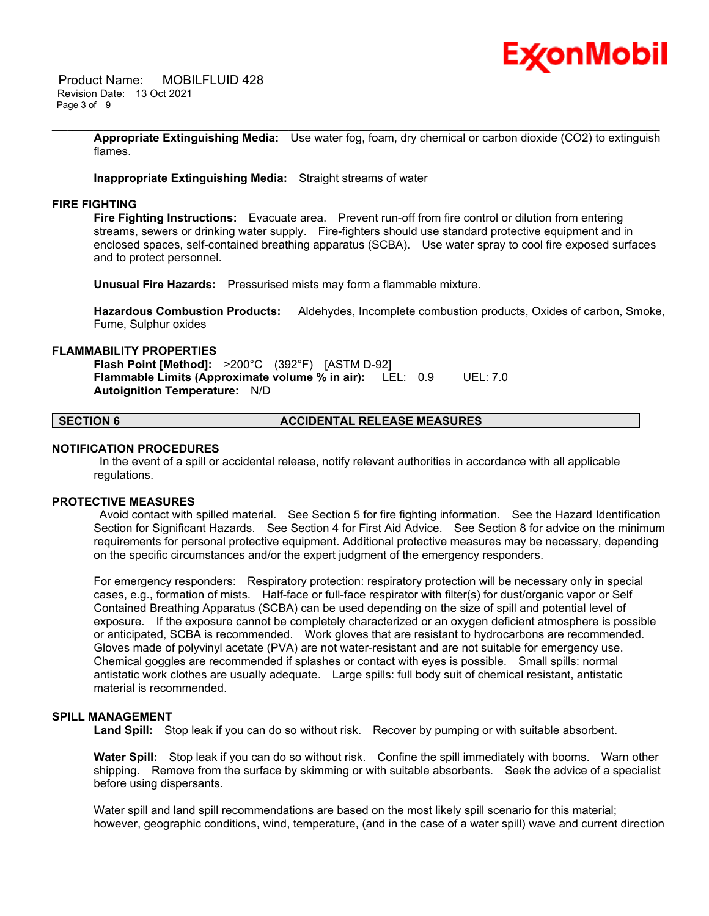**Appropriate Extinguishing Media:** Use water fog, foam, dry chemical or carbon dioxide ($CO_2$) to extinguish flames.

**Inappropriate Extinguishing Media:** Straight streams of water

### FIRE FIGHTING

**Fire Fighting Instructions:** Evacuate area. Prevent run-off from fire control or dilution from entering streams, sewers or drinking water supply. Fire-fighters should use standard protective equipment and in enclosed spaces, self-contained breathing apparatus (SCBA). Use water spray to cool fire exposed surfaces and to protect personnel.

**Unusual Fire Hazards:** Pressurised mists may form a flammable mixture.

**Hazardous Combustion Products:** Aldehydes, Incomplete combustion products, Oxides of carbon, Smoke, Fume, Sulphur oxides

### FLAMMABILITY PROPERTIES

**Flash Point [Method]:** >200°C (392°F) [ASTM D-92]
**Flammable Limits (Approximate volume % in air):** LEL: 0.9 UEL: 7.0
**Autoignition Temperature:** N/D

## SECTION 6 ACCIDENTAL RELEASE MEASURES

### NOTIFICATION PROCEDURES

In the event of a spill or accidental release, notify relevant authorities in accordance with all applicable regulations.

### PROTECTIVE MEASURES

Avoid contact with spilled material. See Section 5 for fire fighting information. See the Hazard Identification Section for Significant Hazards. See Section 4 for First Aid Advice. See Section 8 for advice on the minimum requirements for personal protective equipment. Additional protective measures may be necessary, depending on the specific circumstances and/or the expert judgment of the emergency responders.

For emergency responders: Respiratory protection: respiratory protection will be necessary only in special cases, e.g., formation of mists. Half-face or full-face respirator with filter(s) for dust/organic vapor or Self Contained Breathing Apparatus (SCBA) can be used depending on the size of spill and potential level of exposure. If the exposure cannot be completely characterized or an oxygen deficient atmosphere is possible or anticipated, SCBA is recommended. Work gloves that are resistant to hydrocarbons are recommended. Gloves made of polyvinyl acetate (PVA) are not water-resistant and are not suitable for emergency use. Chemical goggles are recommended if splashes or contact with eyes is possible. Small spills: normal antistatic work clothes are usually adequate. Large spills: full body suit of chemical resistant, antistatic material is recommended.

### SPILL MANAGEMENT

**Land Spill:** Stop leak if you can do so without risk. Recover by pumping or with suitable absorbent.

**Water Spill:** Stop leak if you can do so without risk. Confine the spill immediately with booms. Warn other shipping. Remove from the surface by skimming or with suitable absorbents. Seek the advice of a specialist before using dispersants.

Water spill and land spill recommendations are based on the most likely spill scenario for this material; however, geographic conditions, wind, temperature, (and in the case of a water spill) wave and current direction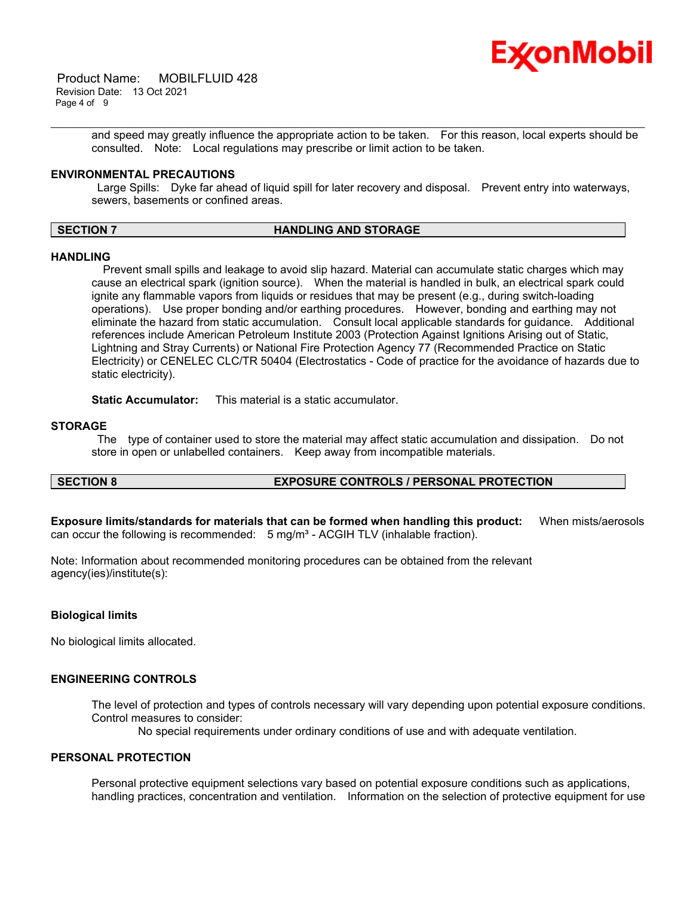and speed may greatly influence the appropriate action to be taken. For this reason, local experts should be consulted. Note: Local regulations may prescribe or limit action to be taken.

### ENVIRONMENTAL PRECAUTIONS

Large Spills: Dyke far ahead of liquid spill for later recovery and disposal. Prevent entry into waterways, sewers, basements or confined areas.

## SECTION 7 HANDLING AND STORAGE

### HANDLING

Prevent small spills and leakage to avoid slip hazard. Material can accumulate static charges which may cause an electrical spark (ignition source). When the material is handled in bulk, an electrical spark could ignite any flammable vapors from liquids or residues that may be present (e.g., during switch-loading operations). Use proper bonding and/or earthing procedures. However, bonding and earthing may not eliminate the hazard from static accumulation. Consult local applicable standards for guidance. Additional references include American Petroleum Institute 2003 (Protection Against Ignitions Arising out of Static, Lightning and Stray Currents) or National Fire Protection Agency 77 (Recommended Practice on Static Electricity) or CENELEC CLC/TR 50404 (Electrostatics - Code of practice for the avoidance of hazards due to static electricity).

**Static Accumulator:** This material is a static accumulator.

### STORAGE

The type of container used to store the material may affect static accumulation and dissipation. Do not store in open or unlabelled containers. Keep away from incompatible materials.

## SECTION 8 EXPOSURE CONTROLS / PERSONAL PROTECTION

**Exposure limits/standards for materials that can be formed when handling this product:** When mists/aerosols can occur the following is recommended: 5 mg/m³ - ACGIH TLV (inhalable fraction).

Note: Information about recommended monitoring procedures can be obtained from the relevant agency(ies)/institute(s):

### Biological limits

No biological limits allocated.

### ENGINEERING CONTROLS

The level of protection and types of controls necessary will vary depending upon potential exposure conditions. Control measures to consider:

No special requirements under ordinary conditions of use and with adequate ventilation.

### PERSONAL PROTECTION

Personal protective equipment selections vary based on potential exposure conditions such as applications, handling practices, concentration and ventilation. Information on the selection of protective equipment for use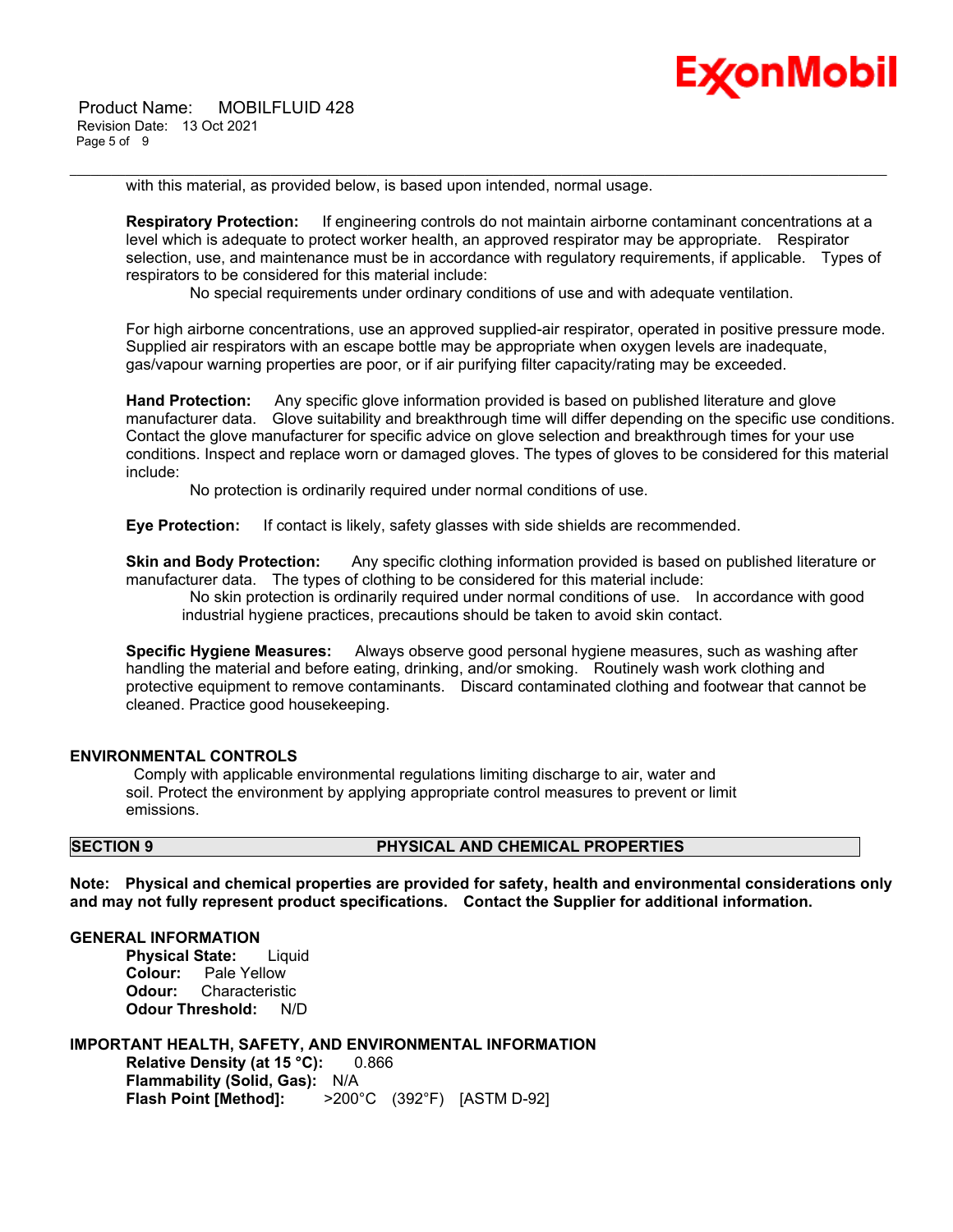with this material, as provided below, is based upon intended, normal usage.

**Respiratory Protection:** If engineering controls do not maintain airborne contaminant concentrations at a level which is adequate to protect worker health, an approved respirator may be appropriate. Respirator selection, use, and maintenance must be in accordance with regulatory requirements, if applicable. Types of respirators to be considered for this material include:

No special requirements under ordinary conditions of use and with adequate ventilation.

For high airborne concentrations, use an approved supplied-air respirator, operated in positive pressure mode. Supplied air respirators with an escape bottle may be appropriate when oxygen levels are inadequate, gas/vapour warning properties are poor, or if air purifying filter capacity/rating may be exceeded.

**Hand Protection:** Any specific glove information provided is based on published literature and glove manufacturer data. Glove suitability and breakthrough time will differ depending on the specific use conditions. Contact the glove manufacturer for specific advice on glove selection and breakthrough times for your use conditions. Inspect and replace worn or damaged gloves. The types of gloves to be considered for this material include:

No protection is ordinarily required under normal conditions of use.

**Eye Protection:** If contact is likely, safety glasses with side shields are recommended.

**Skin and Body Protection:** Any specific clothing information provided is based on published literature or manufacturer data. The types of clothing to be considered for this material include:

No skin protection is ordinarily required under normal conditions of use. In accordance with good industrial hygiene practices, precautions should be taken to avoid skin contact.

**Specific Hygiene Measures:** Always observe good personal hygiene measures, such as washing after handling the material and before eating, drinking, and/or smoking. Routinely wash work clothing and protective equipment to remove contaminants. Discard contaminated clothing and footwear that cannot be cleaned. Practice good housekeeping.

### ENVIRONMENTAL CONTROLS

Comply with applicable environmental regulations limiting discharge to air, water and soil. Protect the environment by applying appropriate control measures to prevent or limit emissions.

## SECTION 9 PHYSICAL AND CHEMICAL PROPERTIES

**Note: Physical and chemical properties are provided for safety, health and environmental considerations only and may not fully represent product specifications. Contact the Supplier for additional information.**

### GENERAL INFORMATION

**Physical State:** Liquid
**Colour:** Pale Yellow
**Odour:** Characteristic
**Odour Threshold:** N/D

### IMPORTANT HEALTH, SAFETY, AND ENVIRONMENTAL INFORMATION

**Relative Density (at 15 °C):** 0.866
**Flammability (Solid, Gas):** N/A
**Flash Point [Method]:** >200°C (392°F) [ASTM D-92]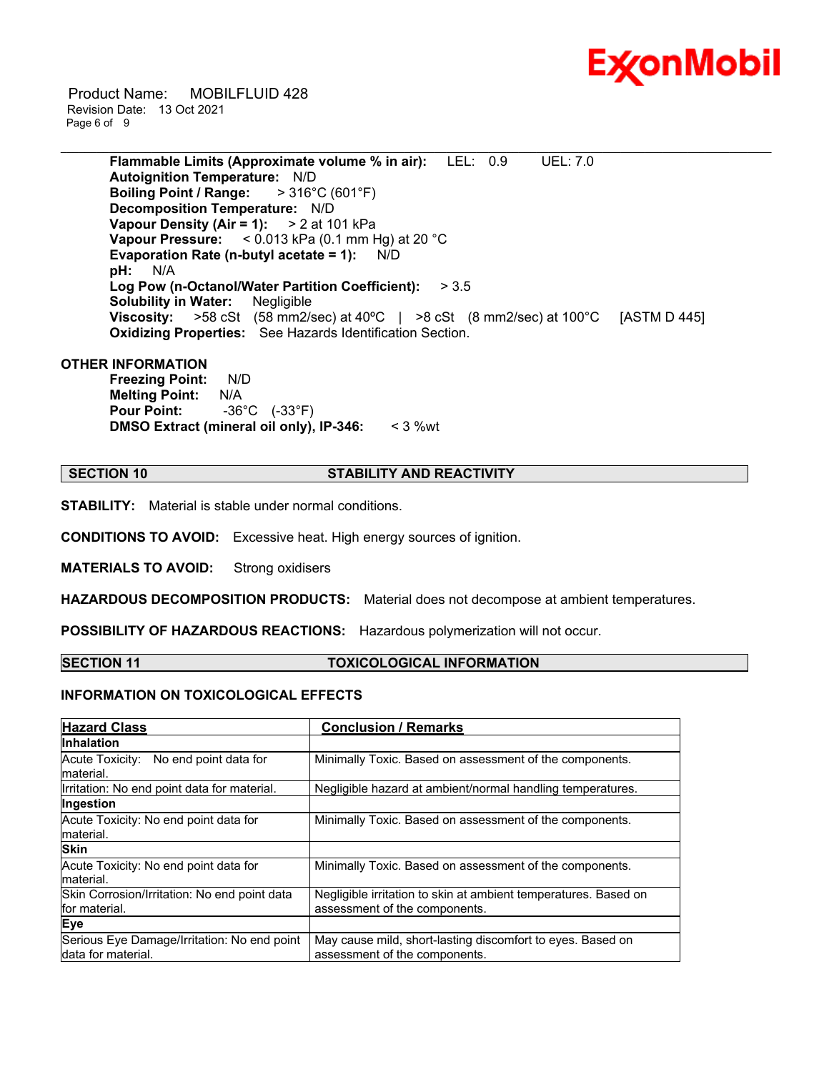**Flammable Limits (Approximate volume % in air):** LEL: 0.9 UEL: 7.0
**Autoignition Temperature:** N/D
**Boiling Point / Range:** > 316°C (601°F)
**Decomposition Temperature:** N/D
**Vapour Density (Air = 1):** > 2 at 101 kPa
**Vapour Pressure:** < 0.013 kPa (0.1 mm Hg) at 20 °C
**Evaporation Rate (n-butyl acetate = 1):** N/D
**pH:** N/A
**Log Pow (n-Octanol/Water Partition Coefficient):** > 3.5
**Solubility in Water:** Negligible
**Viscosity:** >58 cSt (58 mm2/sec) at 40ºC | >8 cSt (8 mm2/sec) at 100°C [ASTM D 445]
**Oxidizing Properties:** See Hazards Identification Section.

**OTHER INFORMATION**

**Freezing Point:** N/D
**Melting Point:** N/A
**Pour Point:** -36°C (-33°F)
**DMSO Extract (mineral oil only), IP-346:** < 3 %wt

## SECTION 10 STABILITY AND REACTIVITY

**STABILITY:** Material is stable under normal conditions.

**CONDITIONS TO AVOID:** Excessive heat. High energy sources of ignition.

**MATERIALS TO AVOID:** Strong oxidisers

**HAZARDOUS DECOMPOSITION PRODUCTS:** Material does not decompose at ambient temperatures.

**POSSIBILITY OF HAZARDOUS REACTIONS:** Hazardous polymerization will not occur.

## SECTION 11 TOXICOLOGICAL INFORMATION

### INFORMATION ON TOXICOLOGICAL EFFECTS

| Hazard Class | Conclusion / Remarks |
|---|---|
| **Inhalation** | |
| Acute Toxicity: No end point data for material. | Minimally Toxic. Based on assessment of the components. |
| Irritation: No end point data for material. | Negligible hazard at ambient/normal handling temperatures. |
| **Ingestion** | |
| Acute Toxicity: No end point data for material. | Minimally Toxic. Based on assessment of the components. |
| **Skin** | |
| Acute Toxicity: No end point data for material. | Minimally Toxic. Based on assessment of the components. |
| Skin Corrosion/Irritation: No end point data for material. | Negligible irritation to skin at ambient temperatures. Based on assessment of the components. |
| **Eye** | |
| Serious Eye Damage/Irritation: No end point data for material. | May cause mild, short-lasting discomfort to eyes. Based on assessment of the components. |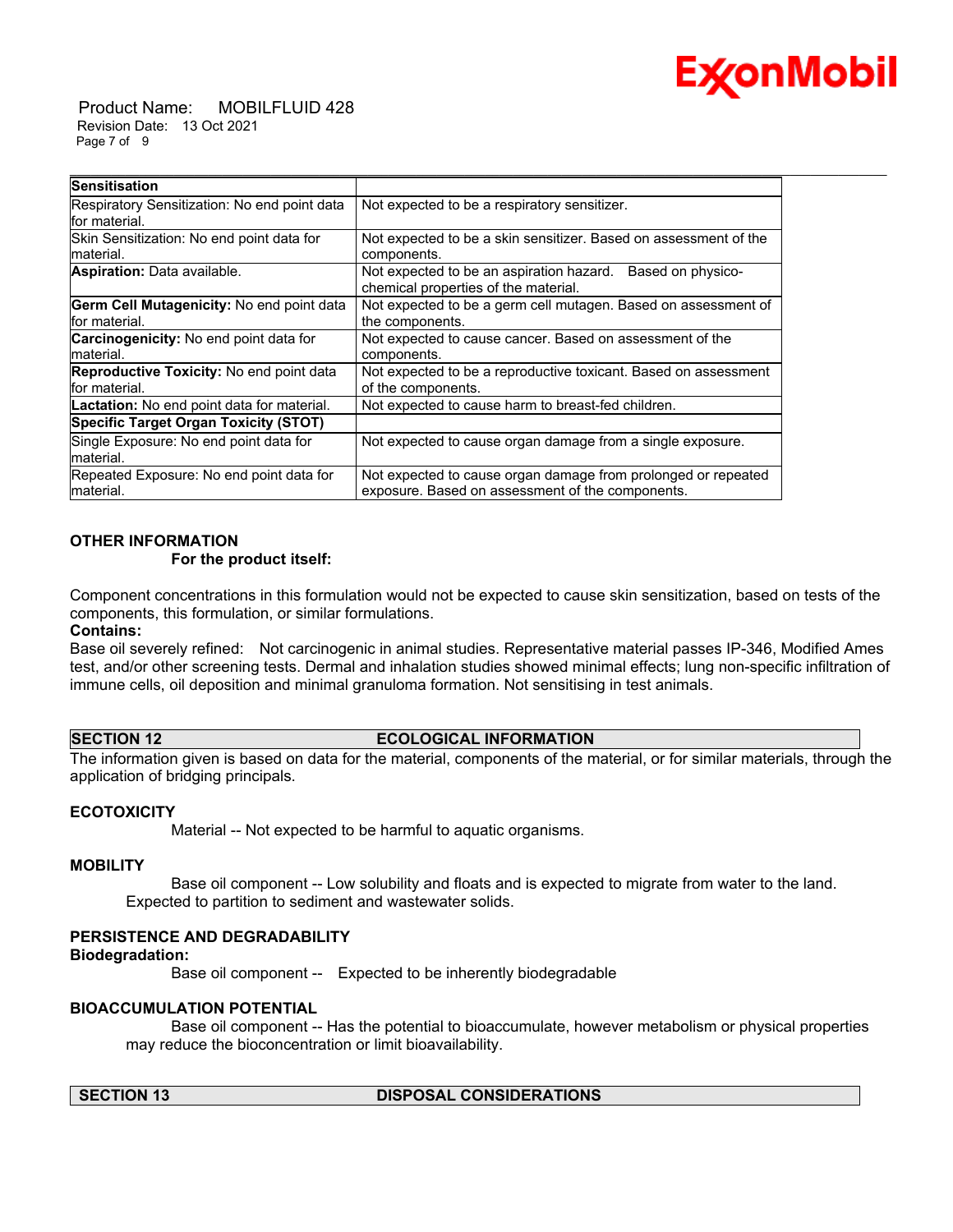| Sensitisation | |
|---|---|
| Respiratory Sensitization: No end point data for material. | Not expected to be a respiratory sensitizer. |
| Skin Sensitization: No end point data for material. | Not expected to be a skin sensitizer. Based on assessment of the components. |
| **Aspiration:** Data available. | Not expected to be an aspiration hazard. Based on physico-chemical properties of the material. |
| **Germ Cell Mutagenicity:** No end point data for material. | Not expected to be a germ cell mutagen. Based on assessment of the components. |
| **Carcinogenicity:** No end point data for material. | Not expected to cause cancer. Based on assessment of the components. |
| **Reproductive Toxicity:** No end point data for material. | Not expected to be a reproductive toxicant. Based on assessment of the components. |
| **Lactation:** No end point data for material. | Not expected to cause harm to breast-fed children. |
| **Specific Target Organ Toxicity (STOT)** | |
| Single Exposure: No end point data for material. | Not expected to cause organ damage from a single exposure. |
| Repeated Exposure: No end point data for material. | Not expected to cause organ damage from prolonged or repeated exposure. Based on assessment of the components. |

**OTHER INFORMATION**

**For the product itself:**

Component concentrations in this formulation would not be expected to cause skin sensitization, based on tests of the components, this formulation, or similar formulations.

**Contains:**

Base oil severely refined: Not carcinogenic in animal studies. Representative material passes IP-346, Modified Ames test, and/or other screening tests. Dermal and inhalation studies showed minimal effects; lung non-specific infiltration of immune cells, oil deposition and minimal granuloma formation. Not sensitising in test animals.

## SECTION 12 ECOLOGICAL INFORMATION

The information given is based on data for the material, components of the material, or for similar materials, through the application of bridging principals.

**ECOTOXICITY**

Material -- Not expected to be harmful to aquatic organisms.

**MOBILITY**

Base oil component -- Low solubility and floats and is expected to migrate from water to the land. Expected to partition to sediment and wastewater solids.

**PERSISTENCE AND DEGRADABILITY**

**Biodegradation:**

Base oil component -- Expected to be inherently biodegradable

**BIOACCUMULATION POTENTIAL**

Base oil component -- Has the potential to bioaccumulate, however metabolism or physical properties may reduce the bioconcentration or limit bioavailability.

## SECTION 13 DISPOSAL CONSIDERATIONS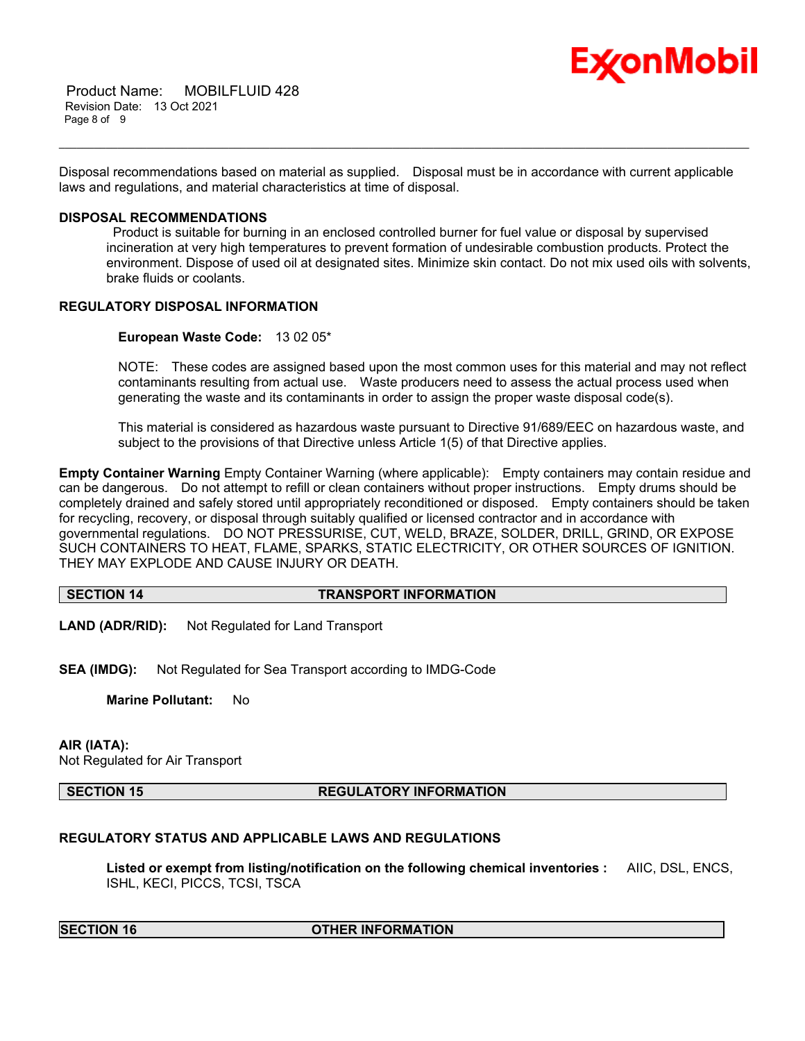Disposal recommendations based on material as supplied. Disposal must be in accordance with current applicable laws and regulations, and material characteristics at time of disposal.

**DISPOSAL RECOMMENDATIONS**

Product is suitable for burning in an enclosed controlled burner for fuel value or disposal by supervised incineration at very high temperatures to prevent formation of undesirable combustion products. Protect the environment. Dispose of used oil at designated sites. Minimize skin contact. Do not mix used oils with solvents, brake fluids or coolants.

**REGULATORY DISPOSAL INFORMATION**

**European Waste Code:** 13 02 05*

NOTE: These codes are assigned based upon the most common uses for this material and may not reflect contaminants resulting from actual use. Waste producers need to assess the actual process used when generating the waste and its contaminants in order to assign the proper waste disposal code(s).

This material is considered as hazardous waste pursuant to Directive 91/689/EEC on hazardous waste, and subject to the provisions of that Directive unless Article 1(5) of that Directive applies.

**Empty Container Warning** Empty Container Warning (where applicable): Empty containers may contain residue and can be dangerous. Do not attempt to refill or clean containers without proper instructions. Empty drums should be completely drained and safely stored until appropriately reconditioned or disposed. Empty containers should be taken for recycling, recovery, or disposal through suitably qualified or licensed contractor and in accordance with governmental regulations. DO NOT PRESSURISE, CUT, WELD, BRAZE, SOLDER, DRILL, GRIND, OR EXPOSE SUCH CONTAINERS TO HEAT, FLAME, SPARKS, STATIC ELECTRICITY, OR OTHER SOURCES OF IGNITION. THEY MAY EXPLODE AND CAUSE INJURY OR DEATH.

## SECTION 14 TRANSPORT INFORMATION

**LAND (ADR/RID):** Not Regulated for Land Transport

**SEA (IMDG):** Not Regulated for Sea Transport according to IMDG-Code

**Marine Pollutant:** No

**AIR (IATA):**
Not Regulated for Air Transport

## SECTION 15 REGULATORY INFORMATION

**REGULATORY STATUS AND APPLICABLE LAWS AND REGULATIONS**

**Listed or exempt from listing/notification on the following chemical inventories :** AIIC, DSL, ENCS, ISHL, KECI, PICCS, TCSI, TSCA

## SECTION 16 OTHER INFORMATION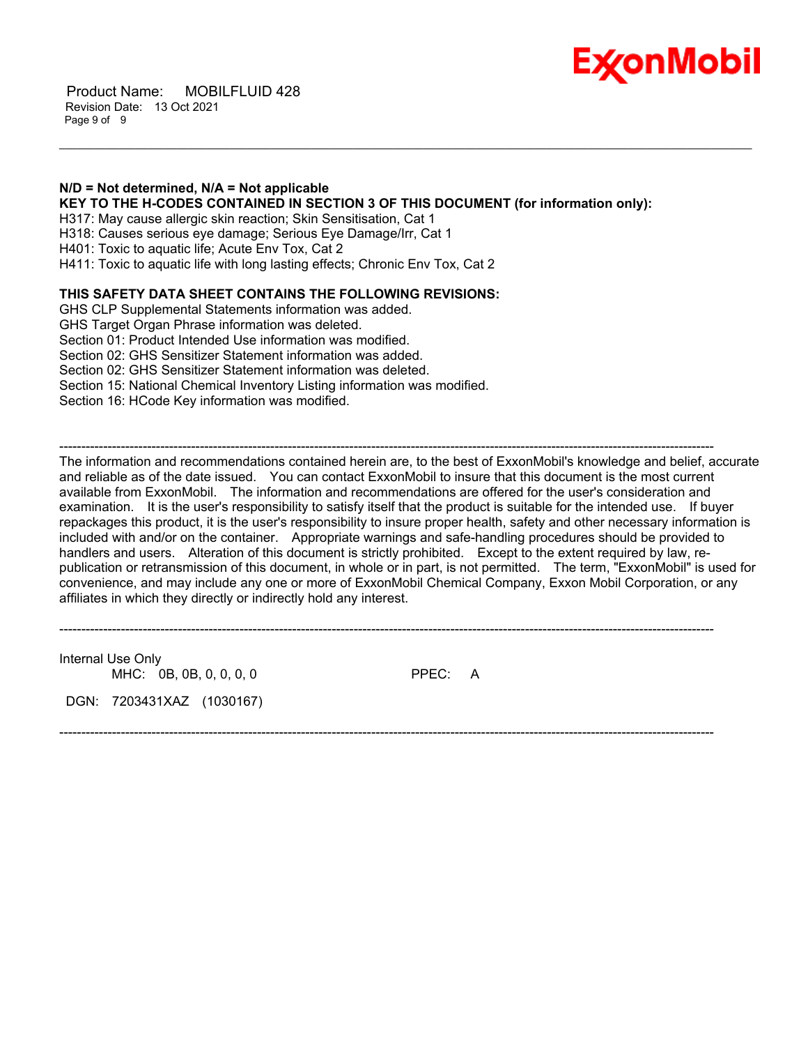**N/D = Not determined, N/A = Not applicable**

**KEY TO THE H-CODES CONTAINED IN SECTION 3 OF THIS DOCUMENT (for information only):**

H317: May cause allergic skin reaction; Skin Sensitisation, Cat 1
H318: Causes serious eye damage; Serious Eye Damage/Irr, Cat 1
H401: Toxic to aquatic life; Acute Env Tox, Cat 2
H411: Toxic to aquatic life with long lasting effects; Chronic Env Tox, Cat 2

**THIS SAFETY DATA SHEET CONTAINS THE FOLLOWING REVISIONS:**

GHS CLP Supplemental Statements information was added.
GHS Target Organ Phrase information was deleted.
Section 01: Product Intended Use information was modified.
Section 02: GHS Sensitizer Statement information was added.
Section 02: GHS Sensitizer Statement information was deleted.
Section 15: National Chemical Inventory Listing information was modified.
Section 16: HCode Key information was modified.

---

The information and recommendations contained herein are, to the best of ExxonMobil's knowledge and belief, accurate and reliable as of the date issued. You can contact ExxonMobil to insure that this document is the most current available from ExxonMobil. The information and recommendations are offered for the user's consideration and examination. It is the user's responsibility to satisfy itself that the product is suitable for the intended use. If buyer repackages this product, it is the user's responsibility to insure proper health, safety and other necessary information is included with and/or on the container. Appropriate warnings and safe-handling procedures should be provided to handlers and users. Alteration of this document is strictly prohibited. Except to the extent required by law, re-publication or retransmission of this document, in whole or in part, is not permitted. The term, "ExxonMobil" is used for convenience, and may include any one or more of ExxonMobil Chemical Company, Exxon Mobil Corporation, or any affiliates in which they directly or indirectly hold any interest.

---

Internal Use Only
MHC: 0B, 0B, 0, 0, 0, 0 PPEC: A

DGN: 7203431XAZ (1030167)

---